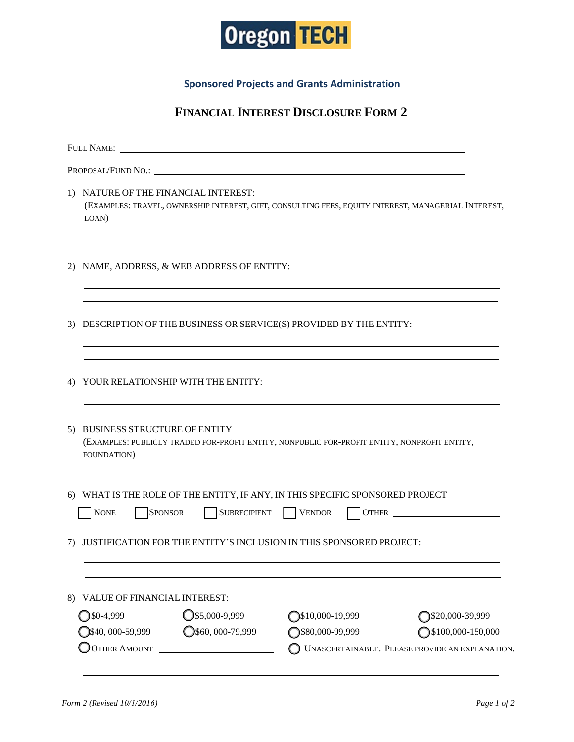Oregon TECH

## Sponsored Projects and Grants Administration

# FINANCIAL INTEREST DISCLOSURE FORM 2

FULL NAME: ____________________________________________

PROPOSAL/FUND NO.: ____________________________________________

1) NATURE OF THE FINANCIAL INTEREST:
(EXAMPLES: TRAVEL, OWNERSHIP INTEREST, GIFT, CONSULTING FEES, EQUITY INTEREST, MANAGERIAL INTEREST, LOAN)

____________________________________________

2) NAME, ADDRESS, & WEB ADDRESS OF ENTITY:

____________________________________________

____________________________________________

3) DESCRIPTION OF THE BUSINESS OR SERVICE(S) PROVIDED BY THE ENTITY:

____________________________________________

____________________________________________

4) YOUR RELATIONSHIP WITH THE ENTITY:

____________________________________________

5) BUSINESS STRUCTURE OF ENTITY
(EXAMPLES: PUBLICLY TRADED FOR-PROFIT ENTITY, NONPUBLIC FOR-PROFIT ENTITY, NONPROFIT ENTITY, FOUNDATION)

____________________________________________

6) WHAT IS THE ROLE OF THE ENTITY, IF ANY, IN THIS SPECIFIC SPONSORED PROJECT

☐ NONE ☐ SPONSOR ☐ SUBRECIPIENT ☐ VENDOR ☐ OTHER ______________

7) JUSTIFICATION FOR THE ENTITY'S INCLUSION IN THIS SPONSORED PROJECT:

____________________________________________

____________________________________________

8) VALUE OF FINANCIAL INTEREST:

| | | | |
|---|---|---|---|
| ○ $0-4,999 | ○ $5,000-9,999 | ○ $10,000-19,999 | ○ $20,000-39,999 |
| ○ $40, 000-59,999 | ○ $60, 000-79,999 | ○ $80,000-99,999 | ○ $100,000-150,000 |

○ OTHER AMOUNT ______________ ○ UNASCERTAINABLE. PLEASE PROVIDE AN EXPLANATION.

____________________________________________

*Form 2 (Revised 10/1/2016)*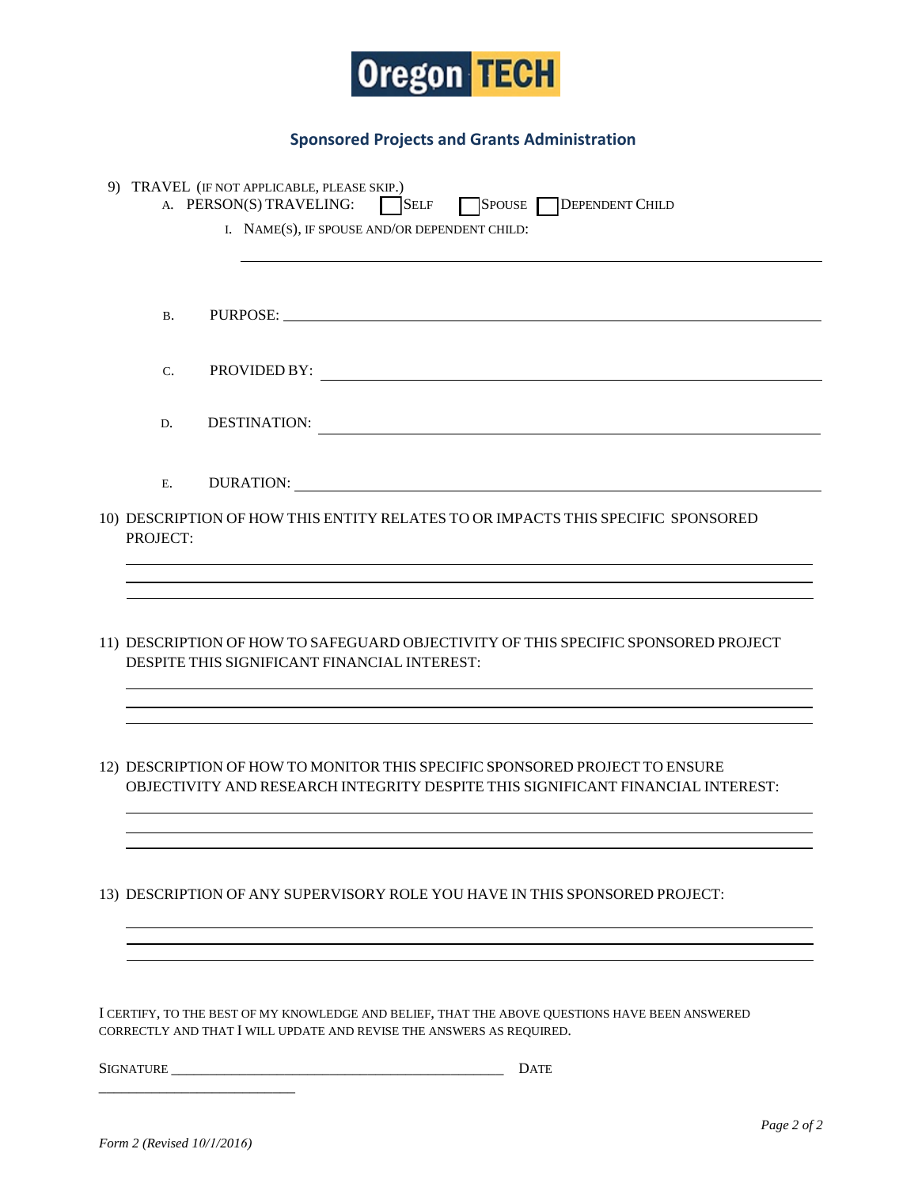Oregon TECH

## Sponsored Projects and Grants Administration

9) TRAVEL (IF NOT APPLICABLE, PLEASE SKIP.)

   A. PERSON(S) TRAVELING: ☐ SELF ☐ SPOUSE ☐ DEPENDENT CHILD

      I. NAME(S), IF SPOUSE AND/OR DEPENDENT CHILD:

      ______________________________________________

   B. PURPOSE: ______________________________________________

   C. PROVIDED BY: ______________________________________________

   D. DESTINATION: ______________________________________________

   E. DURATION: ______________________________________________

10) DESCRIPTION OF HOW THIS ENTITY RELATES TO OR IMPACTS THIS SPECIFIC SPONSORED PROJECT:

______________________________________________

______________________________________________

______________________________________________

11) DESCRIPTION OF HOW TO SAFEGUARD OBJECTIVITY OF THIS SPECIFIC SPONSORED PROJECT DESPITE THIS SIGNIFICANT FINANCIAL INTEREST:

______________________________________________

______________________________________________

______________________________________________

12) DESCRIPTION OF HOW TO MONITOR THIS SPECIFIC SPONSORED PROJECT TO ENSURE OBJECTIVITY AND RESEARCH INTEGRITY DESPITE THIS SIGNIFICANT FINANCIAL INTEREST:

______________________________________________

______________________________________________

______________________________________________

13) DESCRIPTION OF ANY SUPERVISORY ROLE YOU HAVE IN THIS SPONSORED PROJECT:

______________________________________________

______________________________________________

______________________________________________

I CERTIFY, TO THE BEST OF MY KNOWLEDGE AND BELIEF, THAT THE ABOVE QUESTIONS HAVE BEEN ANSWERED CORRECTLY AND THAT I WILL UPDATE AND REVISE THE ANSWERS AS REQUIRED.

SIGNATURE ______________________________________________ DATE ___________________________

*Form 2 (Revised 10/1/2016)*